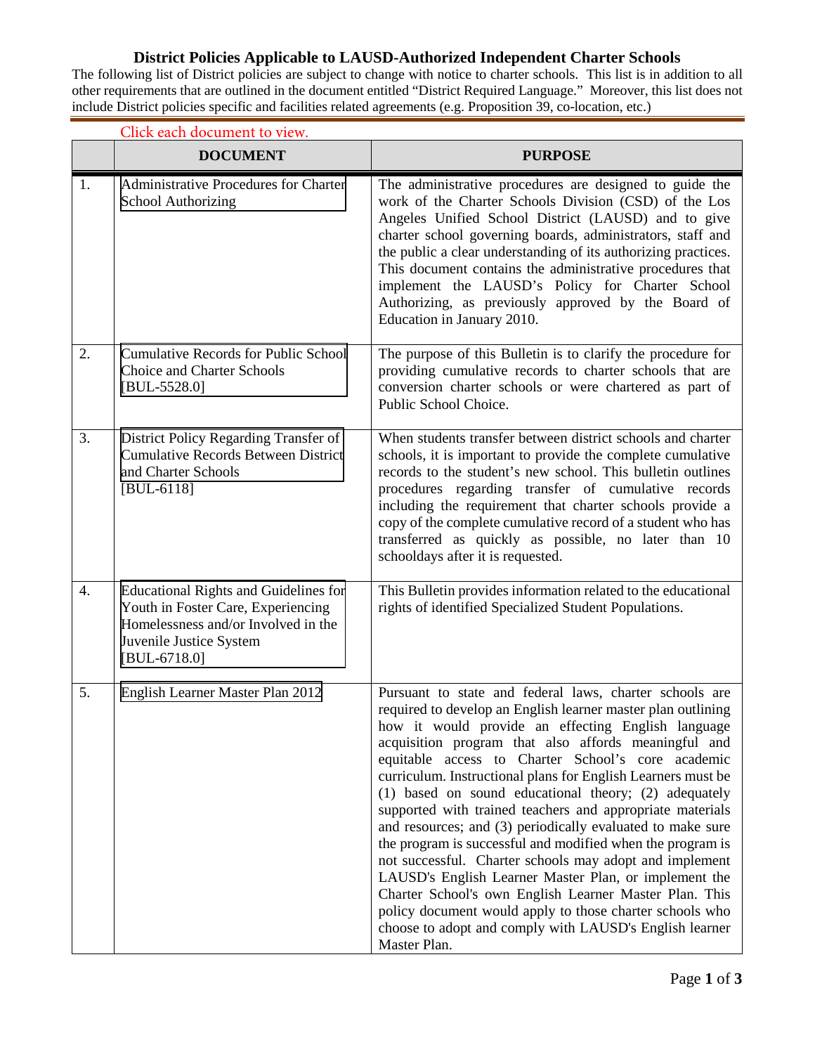# District Policies Applicable to LAUSD-Authorized Independent Charter Schools

The following list of District policies are subject to change with notice to charter schools. This list is in addition to all other requirements that are outlined in the document entitled "District Required Language." Moreover, this list does not include District policies specific and facilities related agreements (e.g. Proposition 39, co-location, etc.)

Click each document to view.

| | DOCUMENT | PURPOSE |
|---|---|---|
| 1. | Administrative Procedures for Charter School Authorizing | The administrative procedures are designed to guide the work of the Charter Schools Division (CSD) of the Los Angeles Unified School District (LAUSD) and to give charter school governing boards, administrators, staff and the public a clear understanding of its authorizing practices. This document contains the administrative procedures that implement the LAUSD's Policy for Charter School Authorizing, as previously approved by the Board of Education in January 2010. |
| 2. | Cumulative Records for Public School Choice and Charter Schools [BUL-5528.0] | The purpose of this Bulletin is to clarify the procedure for providing cumulative records to charter schools that are conversion charter schools or were chartered as part of Public School Choice. |
| 3. | District Policy Regarding Transfer of Cumulative Records Between District and Charter Schools [BUL-6118] | When students transfer between district schools and charter schools, it is important to provide the complete cumulative records to the student's new school. This bulletin outlines procedures regarding transfer of cumulative records including the requirement that charter schools provide a copy of the complete cumulative record of a student who has transferred as quickly as possible, no later than 10 schooldays after it is requested. |
| 4. | Educational Rights and Guidelines for Youth in Foster Care, Experiencing Homelessness and/or Involved in the Juvenile Justice System [BUL-6718.0] | This Bulletin provides information related to the educational rights of identified Specialized Student Populations. |
| 5. | English Learner Master Plan 2012 | Pursuant to state and federal laws, charter schools are required to develop an English learner master plan outlining how it would provide an effecting English language acquisition program that also affords meaningful and equitable access to Charter School's core academic curriculum. Instructional plans for English Learners must be (1) based on sound educational theory; (2) adequately supported with trained teachers and appropriate materials and resources; and (3) periodically evaluated to make sure the program is successful and modified when the program is not successful. Charter schools may adopt and implement LAUSD's English Learner Master Plan, or implement the Charter School's own English Learner Master Plan. This policy document would apply to those charter schools who choose to adopt and comply with LAUSD's English learner Master Plan. |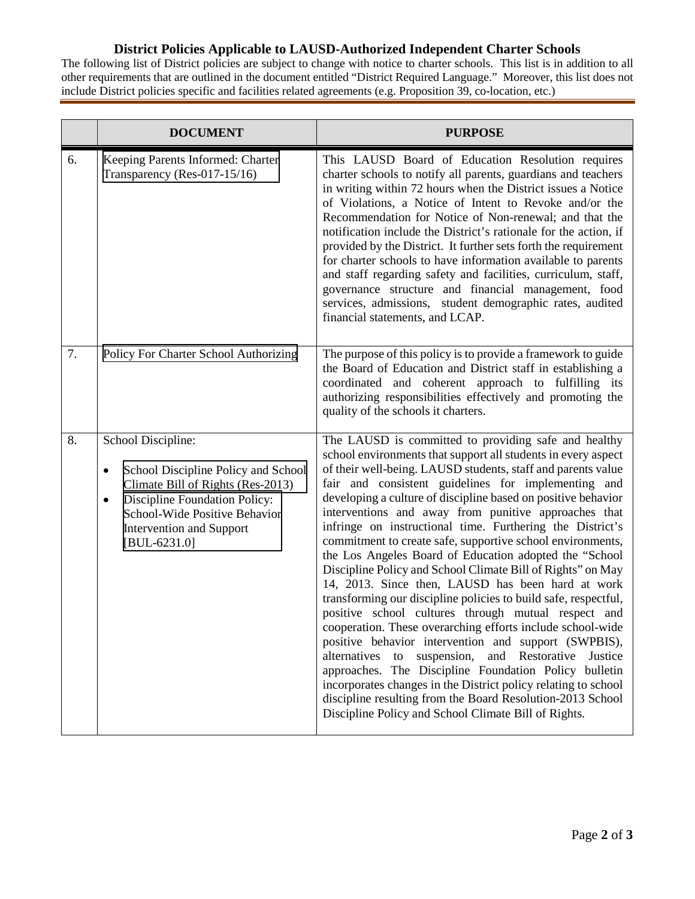**District Policies Applicable to LAUSD-Authorized Independent Charter Schools**

The following list of District policies are subject to change with notice to charter schools. This list is in addition to all other requirements that are outlined in the document entitled "District Required Language." Moreover, this list does not include District policies specific and facilities related agreements (e.g. Proposition 39, co-location, etc.)

| | DOCUMENT | PURPOSE |
|---|---|---|
| 6. | Keeping Parents Informed: Charter Transparency (Res-017-15/16) | This LAUSD Board of Education Resolution requires charter schools to notify all parents, guardians and teachers in writing within 72 hours when the District issues a Notice of Violations, a Notice of Intent to Revoke and/or the Recommendation for Notice of Non-renewal; and that the notification include the District's rationale for the action, if provided by the District. It further sets forth the requirement for charter schools to have information available to parents and staff regarding safety and facilities, curriculum, staff, governance structure and financial management, food services, admissions, student demographic rates, audited financial statements, and LCAP. |
| 7. | Policy For Charter School Authorizing | The purpose of this policy is to provide a framework to guide the Board of Education and District staff in establishing a coordinated and coherent approach to fulfilling its authorizing responsibilities effectively and promoting the quality of the schools it charters. |
| 8. | School Discipline:<br>• School Discipline Policy and School Climate Bill of Rights (Res-2013)<br>• Discipline Foundation Policy: School-Wide Positive Behavior Intervention and Support [BUL-6231.0] | The LAUSD is committed to providing safe and healthy school environments that support all students in every aspect of their well-being. LAUSD students, staff and parents value fair and consistent guidelines for implementing and developing a culture of discipline based on positive behavior interventions and away from punitive approaches that infringe on instructional time. Furthering the District's commitment to create safe, supportive school environments, the Los Angeles Board of Education adopted the "School Discipline Policy and School Climate Bill of Rights" on May 14, 2013. Since then, LAUSD has been hard at work transforming our discipline policies to build safe, respectful, positive school cultures through mutual respect and cooperation. These overarching efforts include school-wide positive behavior intervention and support (SWPBIS), alternatives to suspension, and Restorative Justice approaches. The Discipline Foundation Policy bulletin incorporates changes in the District policy relating to school discipline resulting from the Board Resolution-2013 School Discipline Policy and School Climate Bill of Rights. |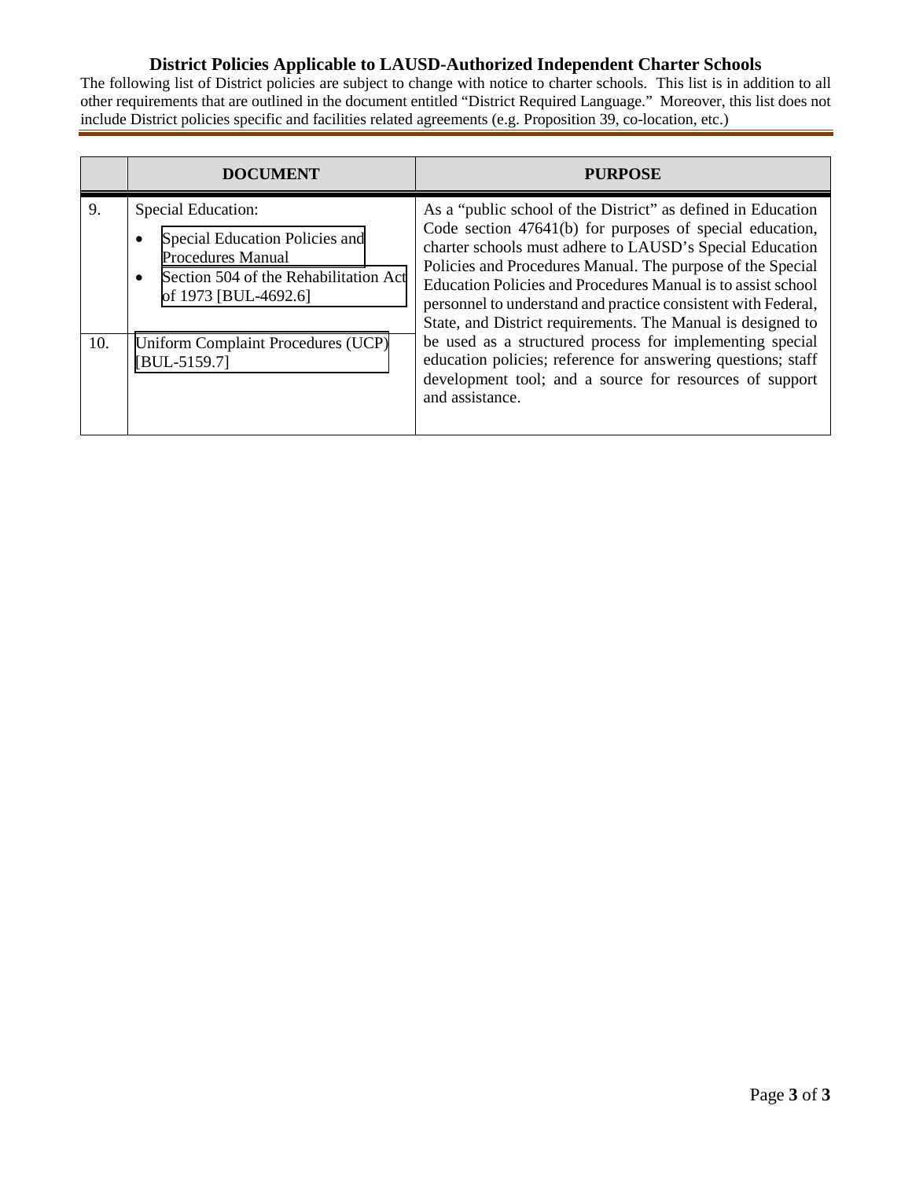**District Policies Applicable to LAUSD-Authorized Independent Charter Schools**

The following list of District policies are subject to change with notice to charter schools. This list is in addition to all other requirements that are outlined in the document entitled "District Required Language." Moreover, this list does not include District policies specific and facilities related agreements (e.g. Proposition 39, co-location, etc.)

| | DOCUMENT | PURPOSE |
|---|---|---|
| 9. | Special Education:<br>• Special Education Policies and Procedures Manual<br>• Section 504 of the Rehabilitation Act of 1973 [BUL-4692.6] | As a "public school of the District" as defined in Education Code section 47641(b) for purposes of special education, charter schools must adhere to LAUSD's Special Education Policies and Procedures Manual. The purpose of the Special Education Policies and Procedures Manual is to assist school personnel to understand and practice consistent with Federal, State, and District requirements. The Manual is designed to be used as a structured process for implementing special education policies; reference for answering questions; staff development tool; and a source for resources of support and assistance. |
| 10. | Uniform Complaint Procedures (UCP) [BUL-5159.7] | |